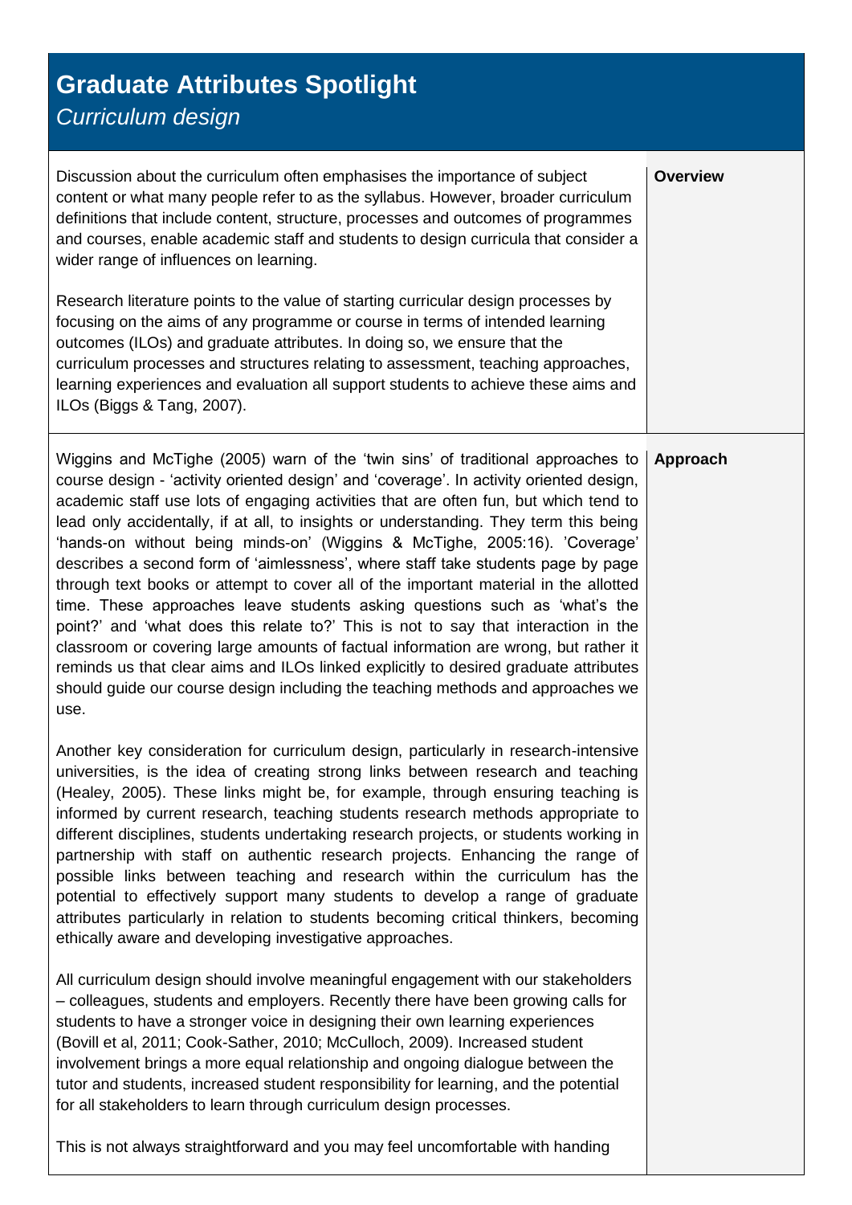# Graduate Attributes Spotlight

*Curriculum design*

## Overview

Discussion about the curriculum often emphasises the importance of subject content or what many people refer to as the syllabus. However, broader curriculum definitions that include content, structure, processes and outcomes of programmes and courses, enable academic staff and students to design curricula that consider a wider range of influences on learning.

Research literature points to the value of starting curricular design processes by focusing on the aims of any programme or course in terms of intended learning outcomes (ILOs) and graduate attributes. In doing so, we ensure that the curriculum processes and structures relating to assessment, teaching approaches, learning experiences and evaluation all support students to achieve these aims and ILOs (Biggs & Tang, 2007).

## Approach

Wiggins and McTighe (2005) warn of the 'twin sins' of traditional approaches to course design - 'activity oriented design' and 'coverage'. In activity oriented design, academic staff use lots of engaging activities that are often fun, but which tend to lead only accidentally, if at all, to insights or understanding. They term this being 'hands-on without being minds-on' (Wiggins & McTighe, 2005:16). 'Coverage' describes a second form of 'aimlessness', where staff take students page by page through text books or attempt to cover all of the important material in the allotted time. These approaches leave students asking questions such as 'what's the point?' and 'what does this relate to?' This is not to say that interaction in the classroom or covering large amounts of factual information are wrong, but rather it reminds us that clear aims and ILOs linked explicitly to desired graduate attributes should guide our course design including the teaching methods and approaches we use.

Another key consideration for curriculum design, particularly in research-intensive universities, is the idea of creating strong links between research and teaching (Healey, 2005). These links might be, for example, through ensuring teaching is informed by current research, teaching students research methods appropriate to different disciplines, students undertaking research projects, or students working in partnership with staff on authentic research projects. Enhancing the range of possible links between teaching and research within the curriculum has the potential to effectively support many students to develop a range of graduate attributes particularly in relation to students becoming critical thinkers, becoming ethically aware and developing investigative approaches.

All curriculum design should involve meaningful engagement with our stakeholders – colleagues, students and employers. Recently there have been growing calls for students to have a stronger voice in designing their own learning experiences (Bovill et al, 2011; Cook-Sather, 2010; McCulloch, 2009). Increased student involvement brings a more equal relationship and ongoing dialogue between the tutor and students, increased student responsibility for learning, and the potential for all stakeholders to learn through curriculum design processes.

This is not always straightforward and you may feel uncomfortable with handing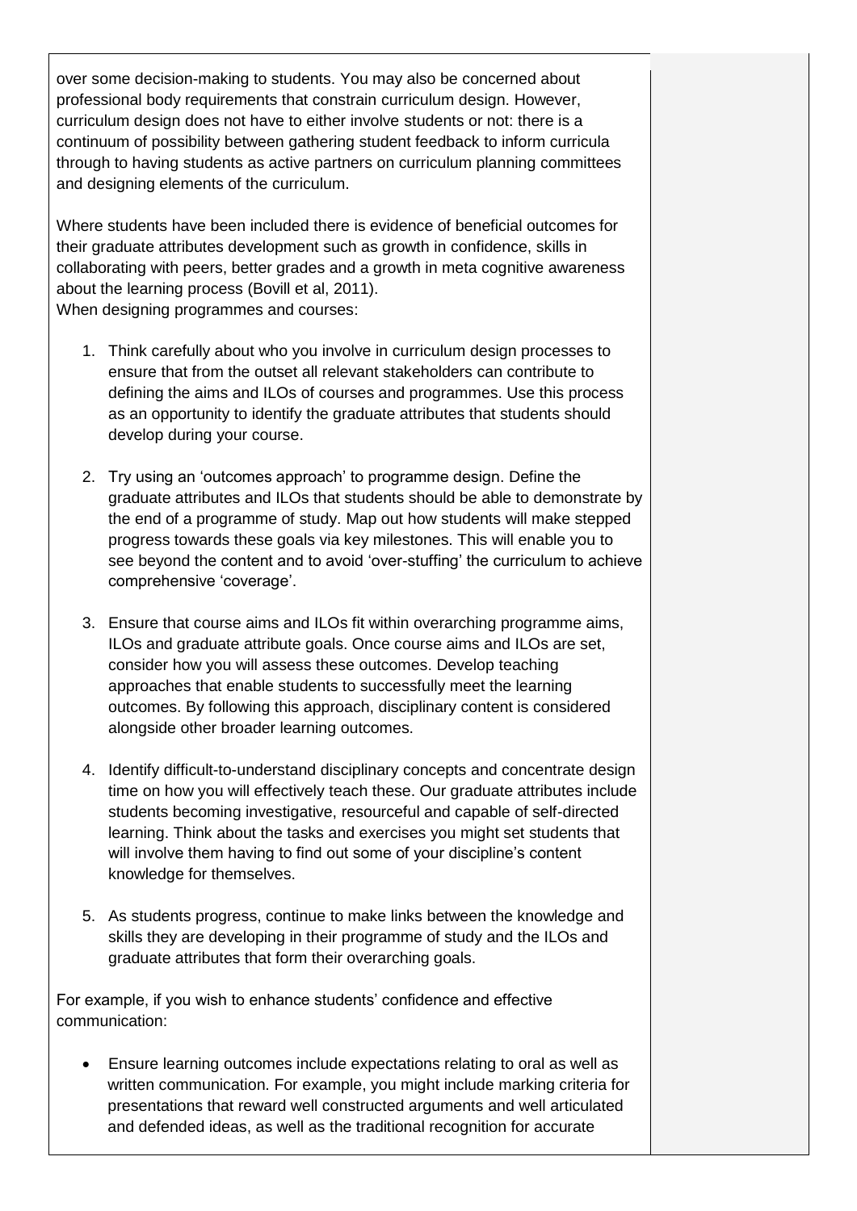over some decision-making to students. You may also be concerned about professional body requirements that constrain curriculum design. However, curriculum design does not have to either involve students or not: there is a continuum of possibility between gathering student feedback to inform curricula through to having students as active partners on curriculum planning committees and designing elements of the curriculum.

Where students have been included there is evidence of beneficial outcomes for their graduate attributes development such as growth in confidence, skills in collaborating with peers, better grades and a growth in meta cognitive awareness about the learning process (Bovill et al, 2011).
When designing programmes and courses:

1. Think carefully about who you involve in curriculum design processes to ensure that from the outset all relevant stakeholders can contribute to defining the aims and ILOs of courses and programmes. Use this process as an opportunity to identify the graduate attributes that students should develop during your course.

2. Try using an 'outcomes approach' to programme design. Define the graduate attributes and ILOs that students should be able to demonstrate by the end of a programme of study. Map out how students will make stepped progress towards these goals via key milestones. This will enable you to see beyond the content and to avoid 'over-stuffing' the curriculum to achieve comprehensive 'coverage'.

3. Ensure that course aims and ILOs fit within overarching programme aims, ILOs and graduate attribute goals. Once course aims and ILOs are set, consider how you will assess these outcomes. Develop teaching approaches that enable students to successfully meet the learning outcomes. By following this approach, disciplinary content is considered alongside other broader learning outcomes.

4. Identify difficult-to-understand disciplinary concepts and concentrate design time on how you will effectively teach these. Our graduate attributes include students becoming investigative, resourceful and capable of self-directed learning. Think about the tasks and exercises you might set students that will involve them having to find out some of your discipline's content knowledge for themselves.

5. As students progress, continue to make links between the knowledge and skills they are developing in their programme of study and the ILOs and graduate attributes that form their overarching goals.

For example, if you wish to enhance students' confidence and effective communication:

- Ensure learning outcomes include expectations relating to oral as well as written communication. For example, you might include marking criteria for presentations that reward well constructed arguments and well articulated and defended ideas, as well as the traditional recognition for accurate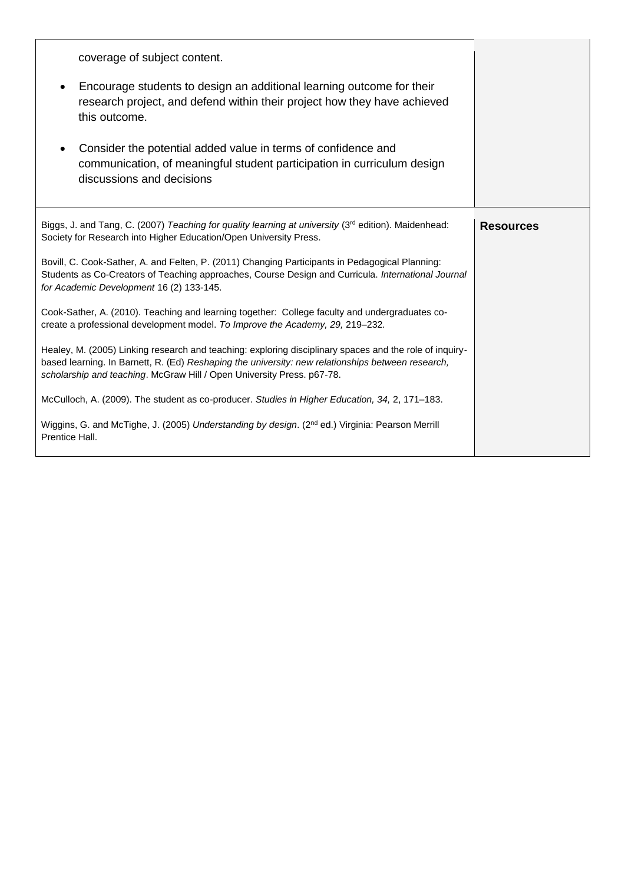| | |
|---|---|
| coverage of subject content.<br><br>- Encourage students to design an additional learning outcome for their research project, and defend within their project how they have achieved this outcome.<br>- Consider the potential added value in terms of confidence and communication, of meaningful student participation in curriculum design discussions and decisions | |
| Biggs, J. and Tang, C. (2007) *Teaching for quality learning at university* (3rd edition). Maidenhead: Society for Research into Higher Education/Open University Press.<br><br>Bovill, C. Cook-Sather, A. and Felten, P. (2011) Changing Participants in Pedagogical Planning: Students as Co-Creators of Teaching approaches, Course Design and Curricula. *International Journal for Academic Development* 16 (2) 133-145.<br><br>Cook-Sather, A. (2010). Teaching and learning together: College faculty and undergraduates co-create a professional development model. *To Improve the Academy, 29,* 219–232.<br><br>Healey, M. (2005) Linking research and teaching: exploring disciplinary spaces and the role of inquiry-based learning. In Barnett, R. (Ed) *Reshaping the university: new relationships between research, scholarship and teaching*. McGraw Hill / Open University Press. p67-78.<br><br>McCulloch, A. (2009). The student as co-producer. *Studies in Higher Education, 34,* 2, 171–183.<br><br>Wiggins, G. and McTighe, J. (2005) *Understanding by design*. (2nd ed.) Virginia: Pearson Merrill Prentice Hall. | **Resources** |